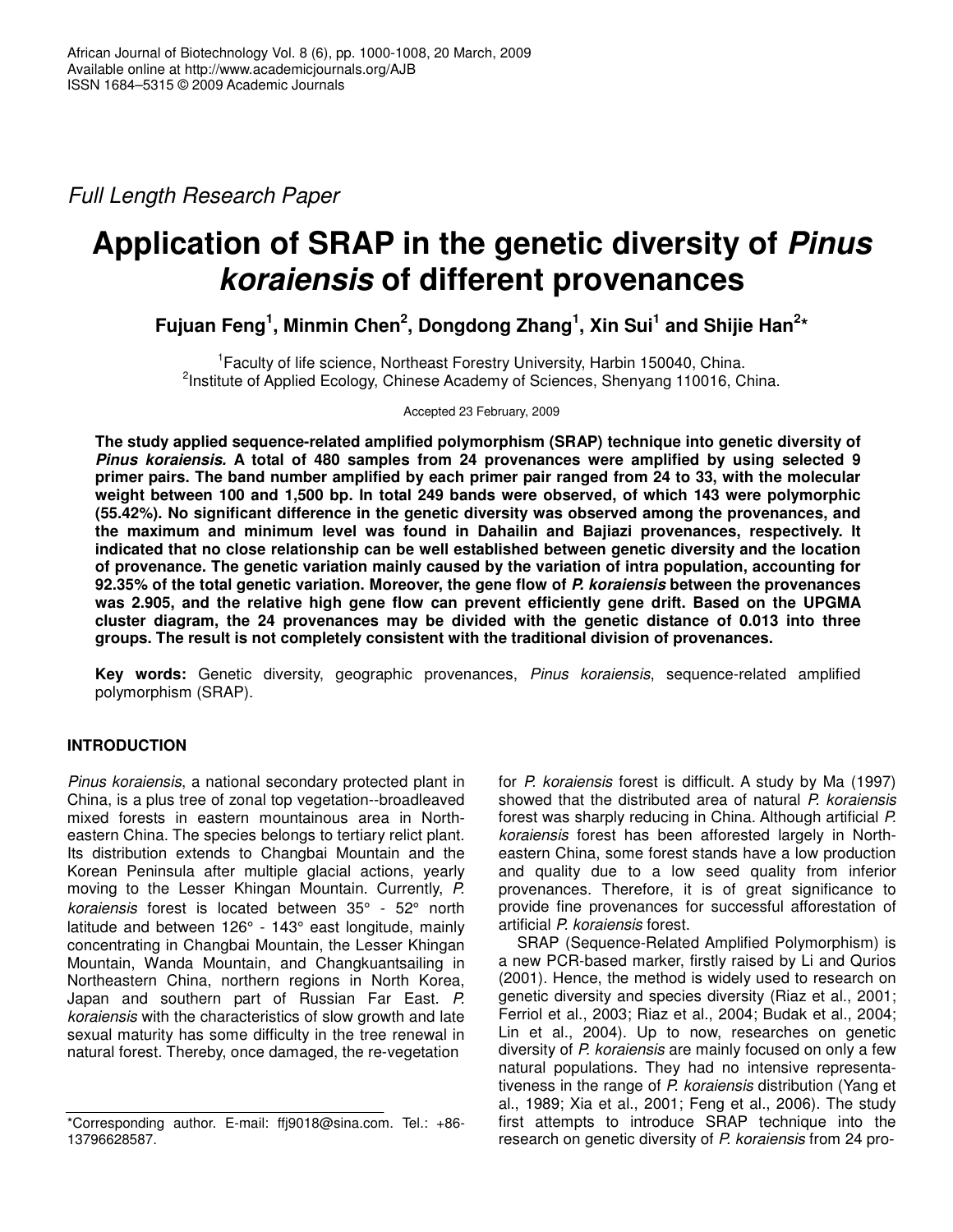*Full Length Research Paper*

# Application of SRAP in the genetic diversity of *Pinus koraiensis* of different provenances

**Fujuan Feng[1], Minmin Chen[2], Dongdong Zhang[1], Xin Sui[1] and Shijie Han[2]***

[1]Faculty of life science, Northeast Forestry University, Harbin 150040, China.
[2]Institute of Applied Ecology, Chinese Academy of Sciences, Shenyang 110016, China.

Accepted 23 February, 2009

**The study applied sequence-related amplified polymorphism (SRAP) technique into genetic diversity of *Pinus koraiensis.* A total of 480 samples from 24 provenances were amplified by using selected 9 primer pairs. The band number amplified by each primer pair ranged from 24 to 33, with the molecular weight between 100 and 1,500 bp. In total 249 bands were observed, of which 143 were polymorphic (55.42%). No significant difference in the genetic diversity was observed among the provenances, and the maximum and minimum level was found in Dahailin and Bajiazi provenances, respectively. It indicated that no close relationship can be well established between genetic diversity and the location of provenance. The genetic variation mainly caused by the variation of intra population, accounting for 92.35% of the total genetic variation. Moreover, the gene flow of *P. koraiensis* between the provenances was 2.905, and the relative high gene flow can prevent efficiently gene drift. Based on the UPGMA cluster diagram, the 24 provenances may be divided with the genetic distance of 0.013 into three groups. The result is not completely consistent with the traditional division of provenances.**

**Key words:** Genetic diversity, geographic provenances, *Pinus koraiensis*, sequence-related amplified polymorphism (SRAP).

## INTRODUCTION

*Pinus koraiensis*, a national secondary protected plant in China, is a plus tree of zonal top vegetation--broadleaved mixed forests in eastern mountainous area in Northeastern China. The species belongs to tertiary relict plant. Its distribution extends to Changbai Mountain and the Korean Peninsula after multiple glacial actions, yearly moving to the Lesser Khingan Mountain. Currently, *P. koraiensis* forest is located between 35° - 52° north latitude and between 126° - 143° east longitude, mainly concentrating in Changbai Mountain, the Lesser Khingan Mountain, Wanda Mountain, and Changkuantsailing in Northeastern China, northern regions in North Korea, Japan and southern part of Russian Far East. *P. koraiensis* with the characteristics of slow growth and late sexual maturity has some difficulty in the tree renewal in natural forest. Thereby, once damaged, the re-vegetation for *P. koraiensis* forest is difficult. A study by Ma (1997) showed that the distributed area of natural *P. koraiensis* forest was sharply reducing in China. Although artificial *P. koraiensis* forest has been afforested largely in Northeastern China, some forest stands have a low production and quality due to a low seed quality from inferior provenances. Therefore, it is of great significance to provide fine provenances for successful afforestation of artificial *P. koraiensis* forest.

SRAP (Sequence-Related Amplified Polymorphism) is a new PCR-based marker, firstly raised by Li and Qurios (2001). Hence, the method is widely used to research on genetic diversity and species diversity (Riaz et al., 2001; Ferriol et al., 2003; Riaz et al., 2004; Budak et al., 2004; Lin et al., 2004). Up to now, researches on genetic diversity of *P. koraiensis* are mainly focused on only a few natural populations. They had no intensive representativeness in the range of *P. koraiensis* distribution (Yang et al., 1989; Xia et al., 2001; Feng et al., 2006). The study first attempts to introduce SRAP technique into the research on genetic diversity of *P. koraiensis* from 24 pro-

*Corresponding author. E-mail: ffj9018@sina.com. Tel.: +86-13796628587.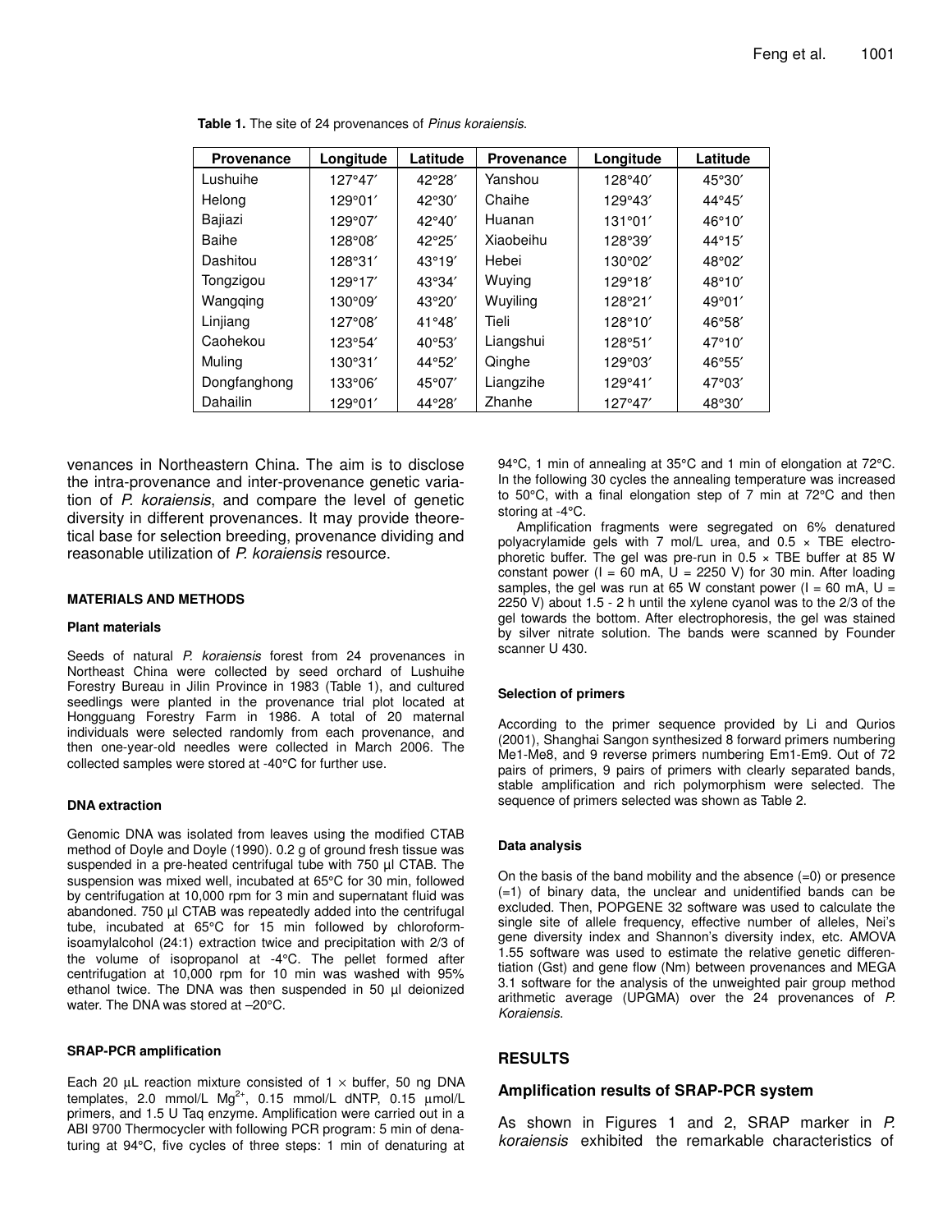**Table 1.** The site of 24 provenances of *Pinus koraiensis*.

| Provenance | Longitude | Latitude | Provenance | Longitude | Latitude |
|---|---|---|---|---|---|
| Lushuihe | 127°47′ | 42°28′ | Yanshou | 128°40′ | 45°30′ |
| Helong | 129°01′ | 42°30′ | Chaihe | 129°43′ | 44°45′ |
| Bajiazi | 129°07′ | 42°40′ | Huanan | 131°01′ | 46°10′ |
| Baihe | 128°08′ | 42°25′ | Xiaobeihu | 128°39′ | 44°15′ |
| Dashitou | 128°31′ | 43°19′ | Hebei | 130°02′ | 48°02′ |
| Tongzigou | 129°17′ | 43°34′ | Wuying | 129°18′ | 48°10′ |
| Wangqing | 130°09′ | 43°20′ | Wuyiling | 128°21′ | 49°01′ |
| Linjiang | 127°08′ | 41°48′ | Tieli | 128°10′ | 46°58′ |
| Caohekou | 123°54′ | 40°53′ | Liangshui | 128°51′ | 47°10′ |
| Muling | 130°31′ | 44°52′ | Qinghe | 129°03′ | 46°55′ |
| Dongfanghong | 133°06′ | 45°07′ | Liangzihe | 129°41′ | 47°03′ |
| Dahailin | 129°01′ | 44°28′ | Zhanhe | 127°47′ | 48°30′ |

venances in Northeastern China. The aim is to disclose the intra-provenance and inter-provenance genetic variation of *P. koraiensis*, and compare the level of genetic diversity in different provenances. It may provide theoretical base for selection breeding, provenance dividing and reasonable utilization of *P. koraiensis* resource.

## MATERIALS AND METHODS

### Plant materials

Seeds of natural *P. koraiensis* forest from 24 provenances in Northeast China were collected by seed orchard of Lushuihe Forestry Bureau in Jilin Province in 1983 (Table 1), and cultured seedlings were planted in the provenance trial plot located at Hongguang Forestry Farm in 1986. A total of 20 maternal individuals were selected randomly from each provenance, and then one-year-old needles were collected in March 2006. The collected samples were stored at -40°C for further use.

### DNA extraction

Genomic DNA was isolated from leaves using the modified CTAB method of Doyle and Doyle (1990). 0.2 g of ground fresh tissue was suspended in a pre-heated centrifugal tube with 750 µl CTAB. The suspension was mixed well, incubated at 65°C for 30 min, followed by centrifugation at 10,000 rpm for 3 min and supernatant fluid was abandoned. 750 µl CTAB was repeatedly added into the centrifugal tube, incubated at 65°C for 15 min followed by chloroform-isoamylalcohol (24:1) extraction twice and precipitation with 2/3 of the volume of isopropanol at -4°C. The pellet formed after centrifugation at 10,000 rpm for 10 min was washed with 95% ethanol twice. The DNA was then suspended in 50 µl deionized water. The DNA was stored at –20°C.

### SRAP-PCR amplification

Each 20 µL reaction mixture consisted of 1 × buffer, 50 ng DNA templates, 2.0 mmol/L $Mg^{2+}$, 0.15 mmol/L dNTP, 0.15 µmol/L primers, and 1.5 U Taq enzyme. Amplification were carried out in a ABI 9700 Thermocycler with following PCR program: 5 min of denaturing at 94°C, five cycles of three steps: 1 min of denaturing at 94°C, 1 min of annealing at 35°C and 1 min of elongation at 72°C. In the following 30 cycles the annealing temperature was increased to 50°C, with a final elongation step of 7 min at 72°C and then storing at -4°C.

Amplification fragments were segregated on 6% denatured polyacrylamide gels with 7 mol/L urea, and 0.5 × TBE electrophoretic buffer. The gel was pre-run in 0.5 × TBE buffer at 85 W constant power (I = 60 mA, U = 2250 V) for 30 min. After loading samples, the gel was run at 65 W constant power (I = 60 mA, U = 2250 V) about 1.5 - 2 h until the xylene cyanol was to the 2/3 of the gel towards the bottom. After electrophoresis, the gel was stained by silver nitrate solution. The bands were scanned by Founder scanner U 430.

### Selection of primers

According to the primer sequence provided by Li and Qurios (2001), Shanghai Sangon synthesized 8 forward primers numbering Me1-Me8, and 9 reverse primers numbering Em1-Em9. Out of 72 pairs of primers, 9 pairs of primers with clearly separated bands, stable amplification and rich polymorphism were selected. The sequence of primers selected was shown as Table 2.

### Data analysis

On the basis of the band mobility and the absence (=0) or presence (=1) of binary data, the unclear and unidentified bands can be excluded. Then, POPGENE 32 software was used to calculate the single site of allele frequency, effective number of alleles, Nei's gene diversity index and Shannon's diversity index, etc. AMOVA 1.55 software was used to estimate the relative genetic differentiation (Gst) and gene flow (Nm) between provenances and MEGA 3.1 software for the analysis of the unweighted pair group method arithmetic average (UPGMA) over the 24 provenances of *P. Koraiensis*.

## RESULTS

### Amplification results of SRAP-PCR system

As shown in Figures 1 and 2, SRAP marker in *P. koraiensis* exhibited the remarkable characteristics of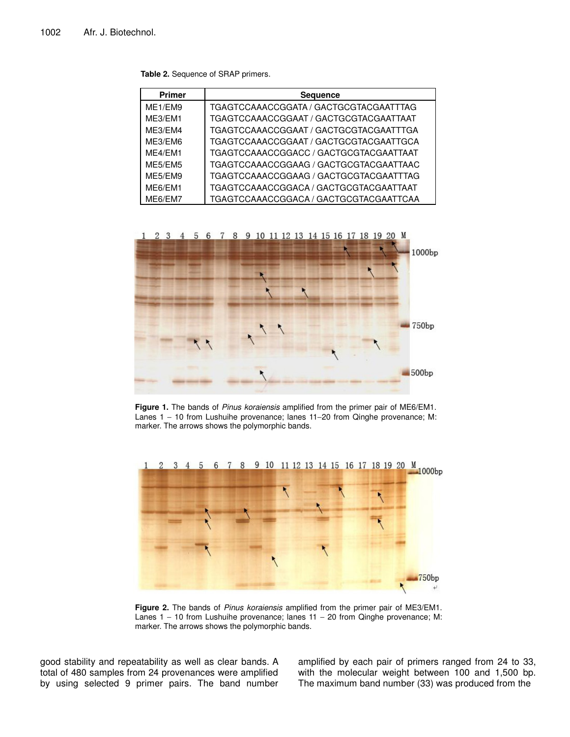**Table 2.** Sequence of SRAP primers.

| Primer | Sequence |
|---|---|
| ME1/EM9 | TGAGTCCAAACCGGATA / GACTGCGTACGAATTTAG |
| ME3/EM1 | TGAGTCCAAACCGGAAT / GACTGCGTACGAATTAAT |
| ME3/EM4 | TGAGTCCAAACCGGAAT / GACTGCGTACGAATTTGA |
| ME3/EM6 | TGAGTCCAAACCGGAAT / GACTGCGTACGAATTGCA |
| ME4/EM1 | TGAGTCCAAACCGGACC / GACTGCGTACGAATTAAT |
| ME5/EM5 | TGAGTCCAAACCGGAAG / GACTGCGTACGAATTAAC |
| ME5/EM9 | TGAGTCCAAACCGGAAG / GACTGCGTACGAATTTAG |
| ME6/EM1 | TGAGTCCAAACCGGACA / GACTGCGTACGAATTAAT |
| ME6/EM7 | TGAGTCCAAACCGGACA / GACTGCGTACGAATTCAA |

**Figure 1.** The bands of *Pinus koraiensis* amplified from the primer pair of ME6/EM1. Lanes 1 – 10 from Lushuihe provenance; lanes 11–20 from Qinghe provenance; M: marker. The arrows shows the polymorphic bands.

**Figure 2.** The bands of *Pinus koraiensis* amplified from the primer pair of ME3/EM1. Lanes 1 – 10 from Lushuihe provenance; lanes 11 – 20 from Qinghe provenance; M: marker. The arrows shows the polymorphic bands.

good stability and repeatability as well as clear bands. A total of 480 samples from 24 provenances were amplified by using selected 9 primer pairs. The band number amplified by each pair of primers ranged from 24 to 33, with the molecular weight between 100 and 1,500 bp. The maximum band number (33) was produced from the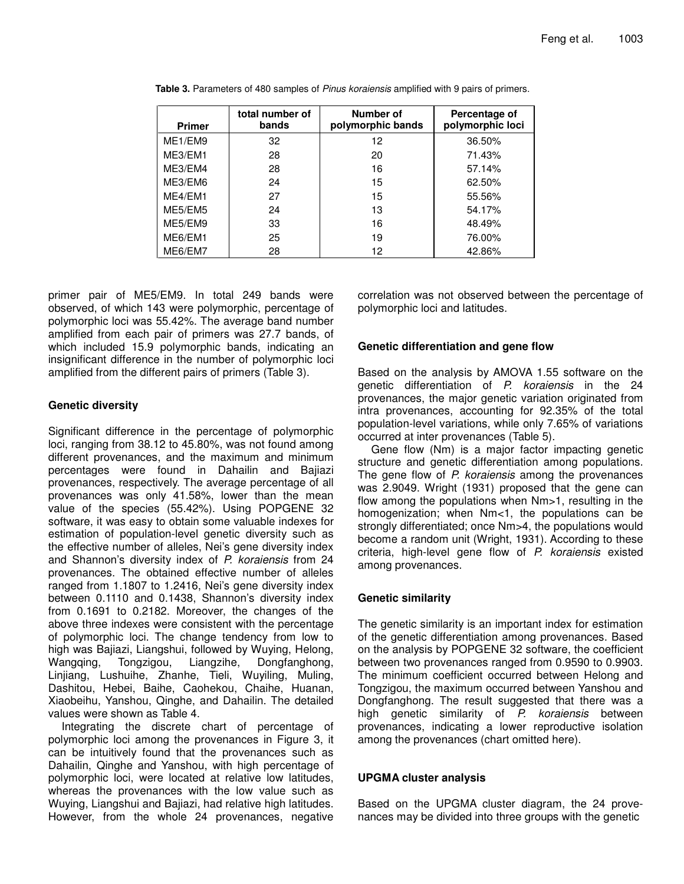**Table 3.** Parameters of 480 samples of *Pinus koraiensis* amplified with 9 pairs of primers.

| Primer | total number of bands | Number of polymorphic bands | Percentage of polymorphic loci |
|---|---|---|---|
| ME1/EM9 | 32 | 12 | 36.50% |
| ME3/EM1 | 28 | 20 | 71.43% |
| ME3/EM4 | 28 | 16 | 57.14% |
| ME3/EM6 | 24 | 15 | 62.50% |
| ME4/EM1 | 27 | 15 | 55.56% |
| ME5/EM5 | 24 | 13 | 54.17% |
| ME5/EM9 | 33 | 16 | 48.49% |
| ME6/EM1 | 25 | 19 | 76.00% |
| ME6/EM7 | 28 | 12 | 42.86% |

primer pair of ME5/EM9. In total 249 bands were observed, of which 143 were polymorphic, percentage of polymorphic loci was 55.42%. The average band number amplified from each pair of primers was 27.7 bands, of which included 15.9 polymorphic bands, indicating an insignificant difference in the number of polymorphic loci amplified from the different pairs of primers (Table 3).

### Genetic diversity

Significant difference in the percentage of polymorphic loci, ranging from 38.12 to 45.80%, was not found among different provenances, and the maximum and minimum percentages were found in Dahailin and Bajiazi provenances, respectively. The average percentage of all provenances was only 41.58%, lower than the mean value of the species (55.42%). Using POPGENE 32 software, it was easy to obtain some valuable indexes for estimation of population-level genetic diversity such as the effective number of alleles, Nei's gene diversity index and Shannon's diversity index of *P. koraiensis* from 24 provenances. The obtained effective number of alleles ranged from 1.1807 to 1.2416, Nei's gene diversity index between 0.1110 and 0.1438, Shannon's diversity index from 0.1691 to 0.2182. Moreover, the changes of the above three indexes were consistent with the percentage of polymorphic loci. The change tendency from low to high was Bajiazi, Liangshui, followed by Wuying, Helong, Wangqing, Tongzigou, Liangzihe, Dongfanghong, Linjiang, Lushuihe, Zhanhe, Tieli, Wuyiling, Muling, Dashitou, Hebei, Baihe, Caohekou, Chaihe, Huanan, Xiaobeihu, Yanshou, Qinghe, and Dahailin. The detailed values were shown as Table 4.

Integrating the discrete chart of percentage of polymorphic loci among the provenances in Figure 3, it can be intuitively found that the provenances such as Dahailin, Qinghe and Yanshou, with high percentage of polymorphic loci, were located at relative low latitudes, whereas the provenances with the low value such as Wuying, Liangshui and Bajiazi, had relative high latitudes. However, from the whole 24 provenances, negative correlation was not observed between the percentage of polymorphic loci and latitudes.

### Genetic differentiation and gene flow

Based on the analysis by AMOVA 1.55 software on the genetic differentiation of *P. koraiensis* in the 24 provenances, the major genetic variation originated from intra provenances, accounting for 92.35% of the total population-level variations, while only 7.65% of variations occurred at inter provenances (Table 5).

Gene flow (Nm) is a major factor impacting genetic structure and genetic differentiation among populations. The gene flow of *P. koraiensis* among the provenances was 2.9049. Wright (1931) proposed that the gene can flow among the populations when Nm>1, resulting in the homogenization; when Nm<1, the populations can be strongly differentiated; once Nm>4, the populations would become a random unit (Wright, 1931). According to these criteria, high-level gene flow of *P. koraiensis* existed among provenances.

### Genetic similarity

The genetic similarity is an important index for estimation of the genetic differentiation among provenances. Based on the analysis by POPGENE 32 software, the coefficient between two provenances ranged from 0.9590 to 0.9903. The minimum coefficient occurred between Helong and Tongzigou, the maximum occurred between Yanshou and Dongfanghong. The result suggested that there was a high genetic similarity of *P. koraiensis* between provenances, indicating a lower reproductive isolation among the provenances (chart omitted here).

### UPGMA cluster analysis

Based on the UPGMA cluster diagram, the 24 provenances may be divided into three groups with the genetic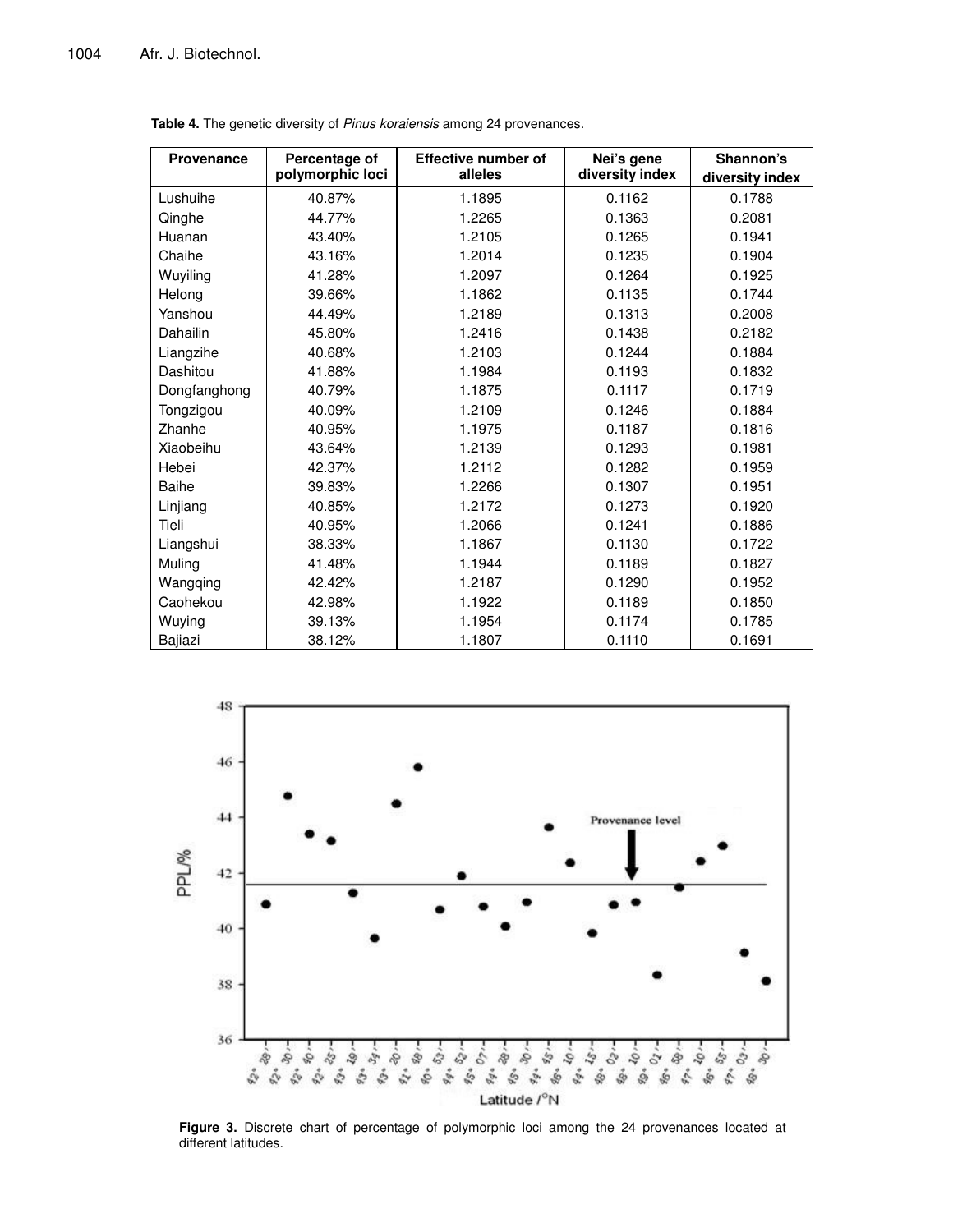**Table 4.** The genetic diversity of *Pinus koraiensis* among 24 provenances.

| Provenance | Percentage of polymorphic loci | Effective number of alleles | Nei's gene diversity index | Shannon's diversity index |
|---|---|---|---|---|
| Lushuihe | 40.87% | 1.1895 | 0.1162 | 0.1788 |
| Qinghe | 44.77% | 1.2265 | 0.1363 | 0.2081 |
| Huanan | 43.40% | 1.2105 | 0.1265 | 0.1941 |
| Chaihe | 43.16% | 1.2014 | 0.1235 | 0.1904 |
| Wuyiling | 41.28% | 1.2097 | 0.1264 | 0.1925 |
| Helong | 39.66% | 1.1862 | 0.1135 | 0.1744 |
| Yanshou | 44.49% | 1.2189 | 0.1313 | 0.2008 |
| Dahailin | 45.80% | 1.2416 | 0.1438 | 0.2182 |
| Liangzihe | 40.68% | 1.2103 | 0.1244 | 0.1884 |
| Dashitou | 41.88% | 1.1984 | 0.1193 | 0.1832 |
| Dongfanghong | 40.79% | 1.1875 | 0.1117 | 0.1719 |
| Tongzigou | 40.09% | 1.2109 | 0.1246 | 0.1884 |
| Zhanhe | 40.95% | 1.1975 | 0.1187 | 0.1816 |
| Xiaobeihu | 43.64% | 1.2139 | 0.1293 | 0.1981 |
| Hebei | 42.37% | 1.2112 | 0.1282 | 0.1959 |
| Baihe | 39.83% | 1.2266 | 0.1307 | 0.1951 |
| Linjiang | 40.85% | 1.2172 | 0.1273 | 0.1920 |
| Tieli | 40.95% | 1.2066 | 0.1241 | 0.1886 |
| Liangshui | 38.33% | 1.1867 | 0.1130 | 0.1722 |
| Muling | 41.48% | 1.1944 | 0.1189 | 0.1827 |
| Wangqing | 42.42% | 1.2187 | 0.1290 | 0.1952 |
| Caohekou | 42.98% | 1.1922 | 0.1189 | 0.1850 |
| Wuying | 39.13% | 1.1954 | 0.1174 | 0.1785 |
| Bajiazi | 38.12% | 1.1807 | 0.1110 | 0.1691 |

**Figure 3.** Discrete chart of percentage of polymorphic loci among the 24 provenances located at different latitudes.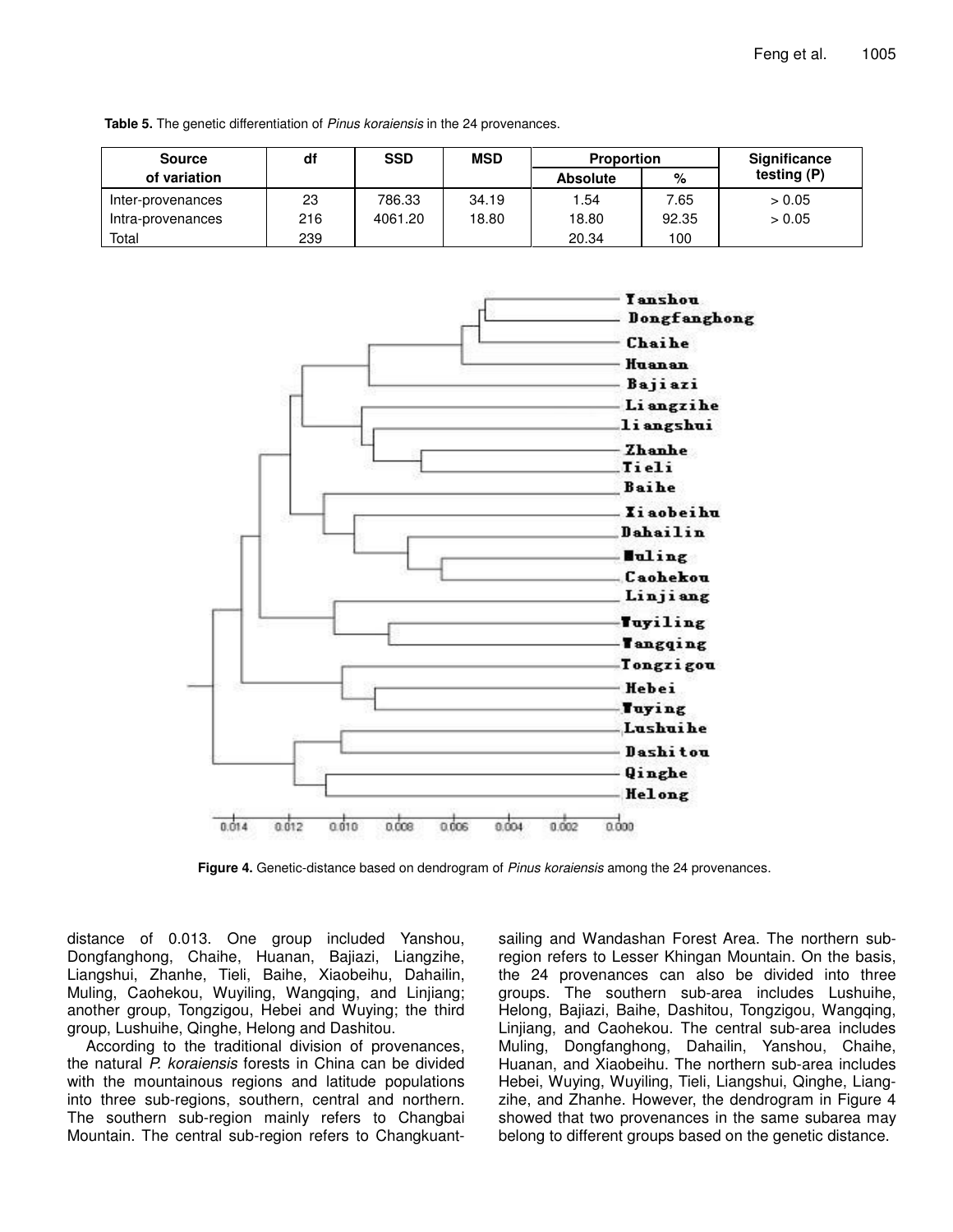**Table 5.** The genetic differentiation of *Pinus koraiensis* in the 24 provenances.

| Source of variation | df | SSD | MSD | Proportion | | Significance testing (P) |
|---|---|---|---|---|---|---|
| | | | | Absolute | % | |
| Inter-provenances | 23 | 786.33 | 34.19 | 1.54 | 7.65 | > 0.05 |
| Intra-provenances | 216 | 4061.20 | 18.80 | 18.80 | 92.35 | > 0.05 |
| Total | 239 | | | 20.34 | 100 | |

**Figure 4.** Genetic-distance based on dendrogram of *Pinus koraiensis* among the 24 provenances.

distance of 0.013. One group included Yanshou, Dongfanghong, Chaihe, Huanan, Bajiazi, Liangzihe, Liangshui, Zhanhe, Tieli, Baihe, Xiaobeihu, Dahailin, Muling, Caohekou, Wuyiling, Wangqing, and Linjiang; another group, Tongzigou, Hebei and Wuying; the third group, Lushuihe, Qinghe, Helong and Dashitou.

According to the traditional division of provenances, the natural *P. koraiensis* forests in China can be divided with the mountainous regions and latitude populations into three sub-regions, southern, central and northern. The southern sub-region mainly refers to Changbai Mountain. The central sub-region refers to Changkuantsailing and Wandashan Forest Area. The northern sub-region refers to Lesser Khingan Mountain. On the basis, the 24 provenances can also be divided into three groups. The southern sub-area includes Lushuihe, Helong, Bajiazi, Baihe, Dashitou, Tongzigou, Wangqing, Linjiang, and Caohekou. The central sub-area includes Muling, Dongfanghong, Dahailin, Yanshou, Chaihe, Huanan, and Xiaobeihu. The northern sub-area includes Hebei, Wuying, Wuyiling, Tieli, Liangshui, Qinghe, Liangzihe, and Zhanhe. However, the dendrogram in Figure 4 showed that two provenances in the same subarea may belong to different groups based on the genetic distance.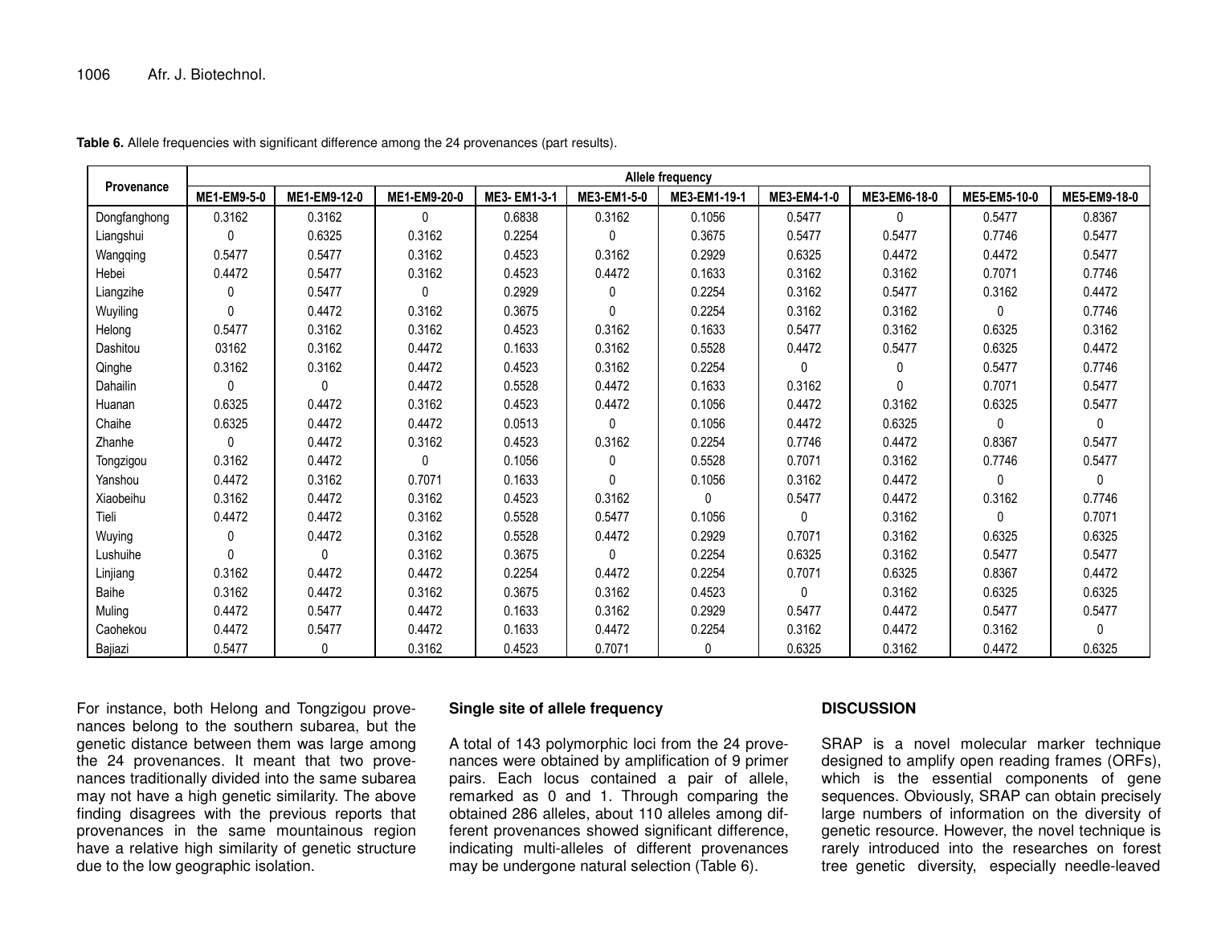**Table 6.** Allele frequencies with significant difference among the 24 provenances (part results).

| Provenance | Allele frequency | | | | | | | | | |
|---|---|---|---|---|---|---|---|---|---|---|
| | ME1-EM9-5-0 | ME1-EM9-12-0 | ME1-EM9-20-0 | ME3- EM1-3-1 | ME3-EM1-5-0 | ME3-EM1-19-1 | ME3-EM4-1-0 | ME3-EM6-18-0 | ME5-EM5-10-0 | ME5-EM9-18-0 |
| Dongfanghong | 0.3162 | 0.3162 | 0 | 0.6838 | 0.3162 | 0.1056 | 0.5477 | 0 | 0.5477 | 0.8367 |
| Liangshui | 0 | 0.6325 | 0.3162 | 0.2254 | 0 | 0.3675 | 0.5477 | 0.5477 | 0.7746 | 0.5477 |
| Wangqing | 0.5477 | 0.5477 | 0.3162 | 0.4523 | 0.3162 | 0.2929 | 0.6325 | 0.4472 | 0.4472 | 0.5477 |
| Hebei | 0.4472 | 0.5477 | 0.3162 | 0.4523 | 0.4472 | 0.1633 | 0.3162 | 0.3162 | 0.7071 | 0.7746 |
| Liangzihe | 0 | 0.5477 | 0 | 0.2929 | 0 | 0.2254 | 0.3162 | 0.5477 | 0.3162 | 0.4472 |
| Wuyiling | 0 | 0.4472 | 0.3162 | 0.3675 | 0 | 0.2254 | 0.3162 | 0.3162 | 0 | 0.7746 |
| Helong | 0.5477 | 0.3162 | 0.3162 | 0.4523 | 0.3162 | 0.1633 | 0.5477 | 0.3162 | 0.6325 | 0.3162 |
| Dashitou | 03162 | 0.3162 | 0.4472 | 0.1633 | 0.3162 | 0.5528 | 0.4472 | 0.5477 | 0.6325 | 0.4472 |
| Qinghe | 0.3162 | 0.3162 | 0.4472 | 0.4523 | 0.3162 | 0.2254 | 0 | 0 | 0.5477 | 0.7746 |
| Dahailin | 0 | 0 | 0.4472 | 0.5528 | 0.4472 | 0.1633 | 0.3162 | 0 | 0.7071 | 0.5477 |
| Huanan | 0.6325 | 0.4472 | 0.3162 | 0.4523 | 0.4472 | 0.1056 | 0.4472 | 0.3162 | 0.6325 | 0.5477 |
| Chaihe | 0.6325 | 0.4472 | 0.4472 | 0.0513 | 0 | 0.1056 | 0.4472 | 0.6325 | 0 | 0 |
| Zhanhe | 0 | 0.4472 | 0.3162 | 0.4523 | 0.3162 | 0.2254 | 0.7746 | 0.4472 | 0.8367 | 0.5477 |
| Tongzigou | 0.3162 | 0.4472 | 0 | 0.1056 | 0 | 0.5528 | 0.7071 | 0.3162 | 0.7746 | 0.5477 |
| Yanshou | 0.4472 | 0.3162 | 0.7071 | 0.1633 | 0 | 0.1056 | 0.3162 | 0.4472 | 0 | 0 |
| Xiaobeihu | 0.3162 | 0.4472 | 0.3162 | 0.4523 | 0.3162 | 0 | 0.5477 | 0.4472 | 0.3162 | 0.7746 |
| Tieli | 0.4472 | 0.4472 | 0.3162 | 0.5528 | 0.5477 | 0.1056 | 0 | 0.3162 | 0 | 0.7071 |
| Wuying | 0 | 0.4472 | 0.3162 | 0.5528 | 0.4472 | 0.2929 | 0.7071 | 0.3162 | 0.6325 | 0.6325 |
| Lushuihe | 0 | 0 | 0.3162 | 0.3675 | 0 | 0.2254 | 0.6325 | 0.3162 | 0.5477 | 0.5477 |
| Linjiang | 0.3162 | 0.4472 | 0.4472 | 0.2254 | 0.4472 | 0.2254 | 0.7071 | 0.6325 | 0.8367 | 0.4472 |
| Baihe | 0.3162 | 0.4472 | 0.3162 | 0.3675 | 0.3162 | 0.4523 | 0 | 0.3162 | 0.6325 | 0.6325 |
| Muling | 0.4472 | 0.5477 | 0.4472 | 0.1633 | 0.3162 | 0.2929 | 0.5477 | 0.4472 | 0.5477 | 0.5477 |
| Caohekou | 0.4472 | 0.5477 | 0.4472 | 0.1633 | 0.4472 | 0.2254 | 0.3162 | 0.4472 | 0.3162 | 0 |
| Bajiazi | 0.5477 | 0 | 0.3162 | 0.4523 | 0.7071 | 0 | 0.6325 | 0.3162 | 0.4472 | 0.6325 |

For instance, both Helong and Tongzigou provenances belong to the southern subarea, but the genetic distance between them was large among the 24 provenances. It meant that two provenances traditionally divided into the same subarea may not have a high genetic similarity. The above finding disagrees with the previous reports that provenances in the same mountainous region have a relative high similarity of genetic structure due to the low geographic isolation.

**Single site of allele frequency**

A total of 143 polymorphic loci from the 24 provenances were obtained by amplification of 9 primer pairs. Each locus contained a pair of allele, remarked as 0 and 1. Through comparing the obtained 286 alleles, about 110 alleles among different provenances showed significant difference, indicating multi-alleles of different provenances may be undergone natural selection (Table 6).

## DISCUSSION

SRAP is a novel molecular marker technique designed to amplify open reading frames (ORFs), which is the essential components of gene sequences. Obviously, SRAP can obtain precisely large numbers of information on the diversity of genetic resource. However, the novel technique is rarely introduced into the researches on forest tree genetic diversity, especially needle-leaved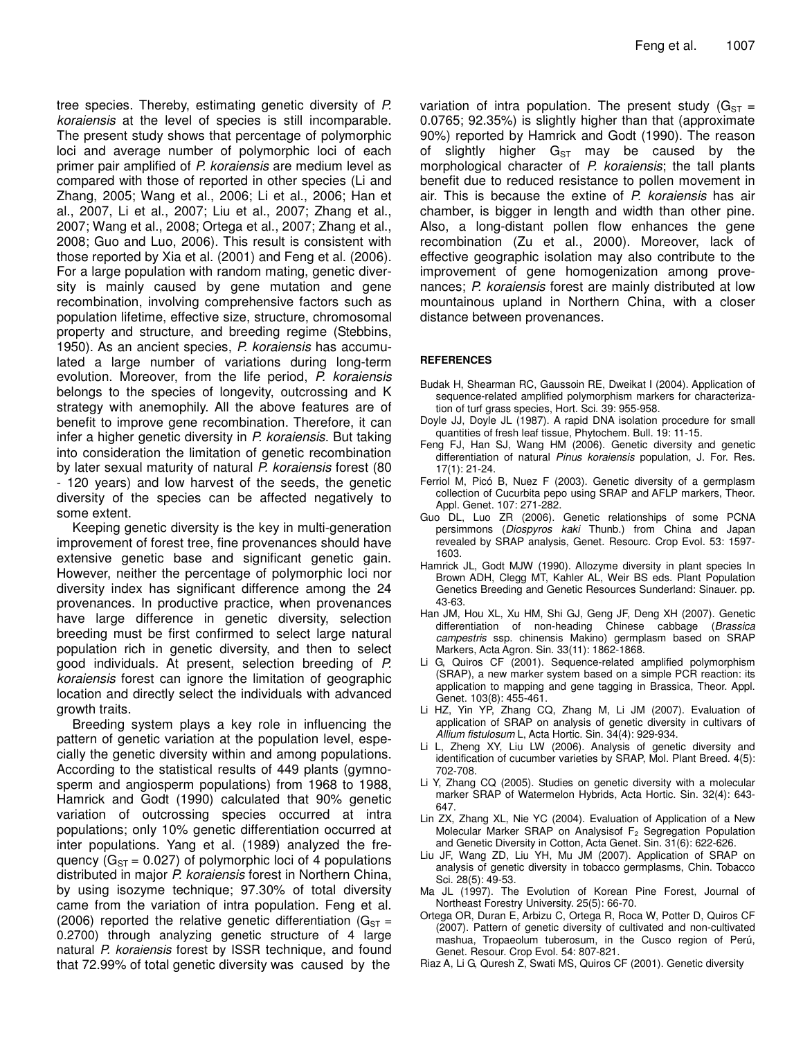tree species. Thereby, estimating genetic diversity of *P. koraiensis* at the level of species is still incomparable. The present study shows that percentage of polymorphic loci and average number of polymorphic loci of each primer pair amplified of *P. koraiensis* are medium level as compared with those of reported in other species (Li and Zhang, 2005; Wang et al., 2006; Li et al., 2006; Han et al., 2007, Li et al., 2007; Liu et al., 2007; Zhang et al., 2007; Wang et al., 2008; Ortega et al., 2007; Zhang et al., 2008; Guo and Luo, 2006). This result is consistent with those reported by Xia et al. (2001) and Feng et al. (2006). For a large population with random mating, genetic diversity is mainly caused by gene mutation and gene recombination, involving comprehensive factors such as population lifetime, effective size, structure, chromosomal property and structure, and breeding regime (Stebbins, 1950). As an ancient species, *P. koraiensis* has accumulated a large number of variations during long-term evolution. Moreover, from the life period, *P. koraiensis* belongs to the species of longevity, outcrossing and K strategy with anemophily. All the above features are of benefit to improve gene recombination. Therefore, it can infer a higher genetic diversity in *P. koraiensis*. But taking into consideration the limitation of genetic recombination by later sexual maturity of natural *P. koraiensis* forest (80 - 120 years) and low harvest of the seeds, the genetic diversity of the species can be affected negatively to some extent.

Keeping genetic diversity is the key in multi-generation improvement of forest tree, fine provenances should have extensive genetic base and significant genetic gain. However, neither the percentage of polymorphic loci nor diversity index has significant difference among the 24 provenances. In productive practice, when provenances have large difference in genetic diversity, selection breeding must be first confirmed to select large natural population rich in genetic diversity, and then to select good individuals. At present, selection breeding of *P. koraiensis* forest can ignore the limitation of geographic location and directly select the individuals with advanced growth traits.

Breeding system plays a key role in influencing the pattern of genetic variation at the population level, especially the genetic diversity within and among populations. According to the statistical results of 449 plants (gymnosperm and angiosperm populations) from 1968 to 1988, Hamrick and Godt (1990) calculated that 90% genetic variation of outcrossing species occurred at intra populations; only 10% genetic differentiation occurred at inter populations. Yang et al. (1989) analyzed the frequency ($G_{ST}$ = 0.027) of polymorphic loci of 4 populations distributed in major *P. koraiensis* forest in Northern China, by using isozyme technique; 97.30% of total diversity came from the variation of intra population. Feng et al. (2006) reported the relative genetic differentiation ($G_{ST}$ = 0.2700) through analyzing genetic structure of 4 large natural *P. koraiensis* forest by ISSR technique, and found that 72.99% of total genetic diversity was caused by the variation of intra population. The present study ($G_{ST}$ = 0.0765; 92.35%) is slightly higher than that (approximate 90%) reported by Hamrick and Godt (1990). The reason of slightly higher $G_{ST}$ may be caused by the morphological character of *P. koraiensis*; the tall plants benefit due to reduced resistance to pollen movement in air. This is because the extine of *P. koraiensis* has air chamber, is bigger in length and width than other pine. Also, a long-distant pollen flow enhances the gene recombination (Zu et al., 2000). Moreover, lack of effective geographic isolation may also contribute to the improvement of gene homogenization among provenances; *P. koraiensis* forest are mainly distributed at low mountainous upland in Northern China, with a closer distance between provenances.

## REFERENCES

Budak H, Shearman RC, Gaussoin RE, Dweikat I (2004). Application of sequence-related amplified polymorphism markers for characterization of turf grass species, Hort. Sci. 39: 955-958.

Doyle JJ, Doyle JL (1987). A rapid DNA isolation procedure for small quantities of fresh leaf tissue, Phytochem. Bull. 19: 11-15.

Feng FJ, Han SJ, Wang HM (2006). Genetic diversity and genetic differentiation of natural *Pinus koraiensis* population, J. For. Res. 17(1): 21-24.

Ferriol M, Picó B, Nuez F (2003). Genetic diversity of a germplasm collection of Cucurbita pepo using SRAP and AFLP markers, Theor. Appl. Genet. 107: 271-282.

Guo DL, Luo ZR (2006). Genetic relationships of some PCNA persimmons (*Diospyros kaki* Thunb.) from China and Japan revealed by SRAP analysis, Genet. Resourc. Crop Evol. 53: 1597-1603.

Hamrick JL, Godt MJW (1990). Allozyme diversity in plant species In Brown ADH, Clegg MT, Kahler AL, Weir BS eds. Plant Population Genetics Breeding and Genetic Resources Sunderland: Sinauer. pp. 43-63.

Han JM, Hou XL, Xu HM, Shi GJ, Geng JF, Deng XH (2007). Genetic differentiation of non-heading Chinese cabbage (*Brassica campestris* ssp. chinensis Makino) germplasm based on SRAP Markers, Acta Agron. Sin. 33(11): 1862-1868.

Li G, Quiros CF (2001). Sequence-related amplified polymorphism (SRAP), a new marker system based on a simple PCR reaction: its application to mapping and gene tagging in Brassica, Theor. Appl. Genet. 103(8): 455-461.

Li HZ, Yin YP, Zhang CQ, Zhang M, Li JM (2007). Evaluation of application of SRAP on analysis of genetic diversity in cultivars of *Allium fistulosum* L, Acta Hortic. Sin. 34(4): 929-934.

Li L, Zheng XY, Liu LW (2006). Analysis of genetic diversity and identification of cucumber varieties by SRAP, Mol. Plant Breed. 4(5): 702-708.

Li Y, Zhang CQ (2005). Studies on genetic diversity with a molecular marker SRAP of Watermelon Hybrids, Acta Hortic. Sin. 32(4): 643-647.

Lin ZX, Zhang XL, Nie YC (2004). Evaluation of Application of a New Molecular Marker SRAP on Analysisof $F_2$ Segregation Population and Genetic Diversity in Cotton, Acta Genet. Sin. 31(6): 622-626.

Liu JF, Wang ZD, Liu YH, Mu JM (2007). Application of SRAP on analysis of genetic diversity in tobacco germplasms, Chin. Tobacco Sci. 28(5): 49-53.

Ma JL (1997). The Evolution of Korean Pine Forest, Journal of Northeast Forestry University. 25(5): 66-70.

Ortega OR, Duran E, Arbizu C, Ortega R, Roca W, Potter D, Quiros CF (2007). Pattern of genetic diversity of cultivated and non-cultivated mashua, Tropaeolum tuberosum, in the Cusco region of Perú, Genet. Resour. Crop Evol. 54: 807-821.

Riaz A, Li G, Quresh Z, Swati MS, Quiros CF (2001). Genetic diversity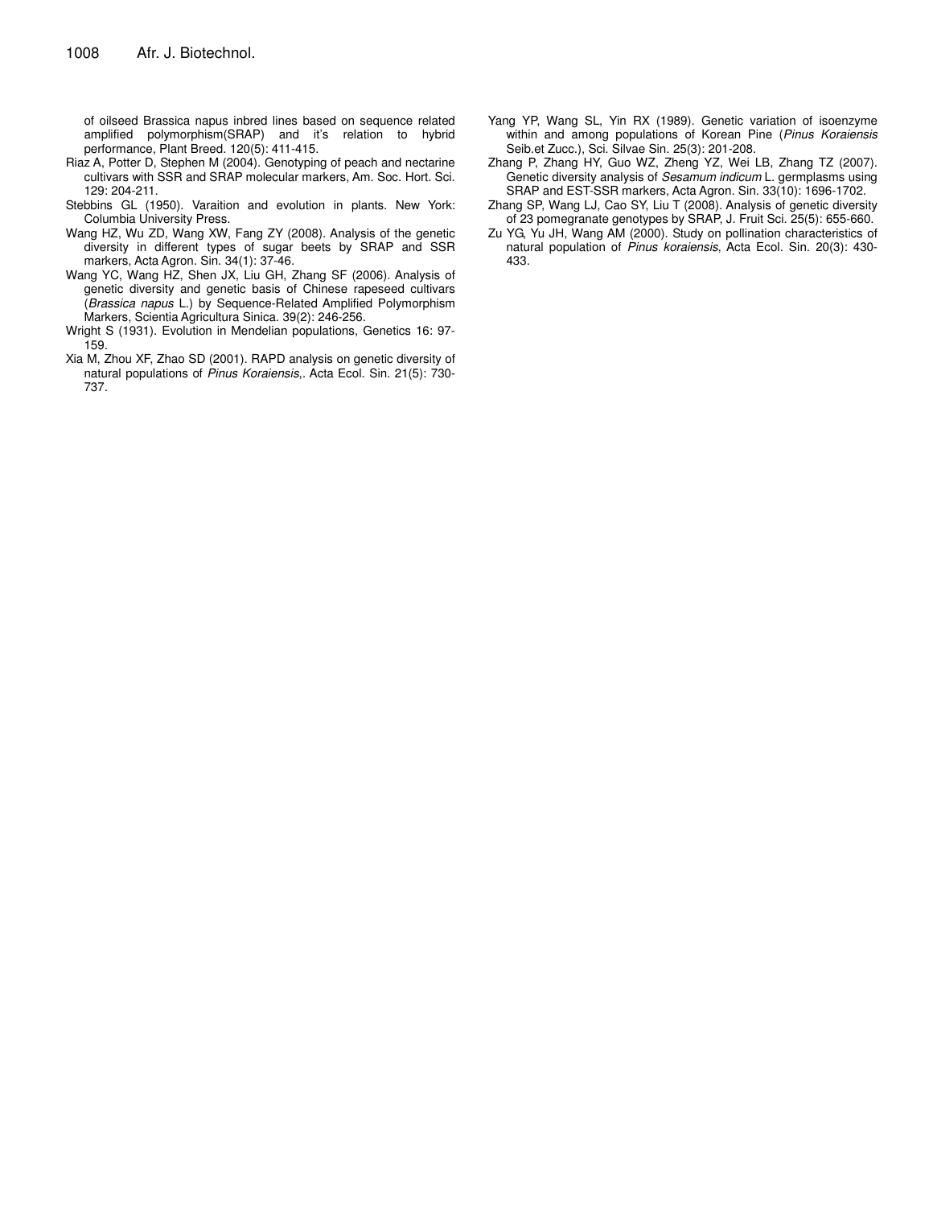of oilseed Brassica napus inbred lines based on sequence related amplified polymorphism(SRAP) and it's relation to hybrid performance, Plant Breed. 120(5): 411-415.

Riaz A, Potter D, Stephen M (2004). Genotyping of peach and nectarine cultivars with SSR and SRAP molecular markers, Am. Soc. Hort. Sci. 129: 204-211.

Stebbins GL (1950). Varaition and evolution in plants. New York: Columbia University Press.

Wang HZ, Wu ZD, Wang XW, Fang ZY (2008). Analysis of the genetic diversity in different types of sugar beets by SRAP and SSR markers, Acta Agron. Sin. 34(1): 37-46.

Wang YC, Wang HZ, Shen JX, Liu GH, Zhang SF (2006). Analysis of genetic diversity and genetic basis of Chinese rapeseed cultivars (*Brassica napus* L.) by Sequence-Related Amplified Polymorphism Markers, Scientia Agricultura Sinica. 39(2): 246-256.

Wright S (1931). Evolution in Mendelian populations, Genetics 16: 97-159.

Xia M, Zhou XF, Zhao SD (2001). RAPD analysis on genetic diversity of natural populations of *Pinus Koraiensis*,. Acta Ecol. Sin. 21(5): 730-737.

Yang YP, Wang SL, Yin RX (1989). Genetic variation of isoenzyme within and among populations of Korean Pine (*Pinus Koraiensis* Seib.et Zucc.), Sci. Silvae Sin. 25(3): 201-208.

Zhang P, Zhang HY, Guo WZ, Zheng YZ, Wei LB, Zhang TZ (2007). Genetic diversity analysis of *Sesamum indicum* L. germplasms using SRAP and EST-SSR markers, Acta Agron. Sin. 33(10): 1696-1702.

Zhang SP, Wang LJ, Cao SY, Liu T (2008). Analysis of genetic diversity of 23 pomegranate genotypes by SRAP, J. Fruit Sci. 25(5): 655-660.

Zu YG, Yu JH, Wang AM (2000). Study on pollination characteristics of natural population of *Pinus koraiensis*, Acta Ecol. Sin. 20(3): 430-433.